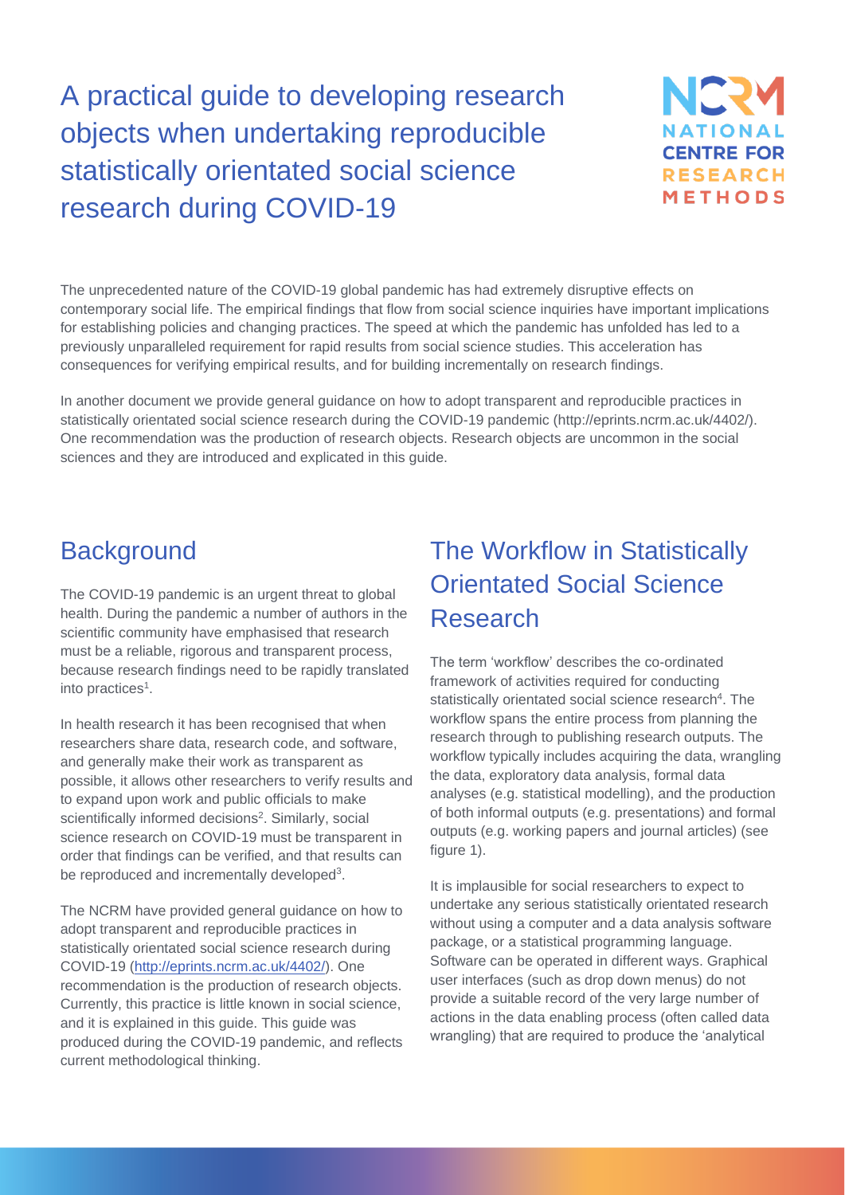# A practical guide to developing research objects when undertaking reproducible statistically orientated social science research during COVID-19

The unprecedented nature of the COVID-19 global pandemic has had extremely disruptive effects on contemporary social life. The empirical findings that flow from social science inquiries have important implications for establishing policies and changing practices. The speed at which the pandemic has unfolded has led to a previously unparalleled requirement for rapid results from social science studies. This acceleration has consequences for verifying empirical results, and for building incrementally on research findings.

In another document we provide general guidance on how to adopt transparent and reproducible practices in statistically orientated social science research during the COVID-19 pandemic (http://eprints.ncrm.ac.uk/4402/). One recommendation was the production of research objects. Research objects are uncommon in the social sciences and they are introduced and explicated in this guide.

## Background

The COVID-19 pandemic is an urgent threat to global health. During the pandemic a number of authors in the scientific community have emphasised that research must be a reliable, rigorous and transparent process, because research findings need to be rapidly translated into practices[1].

In health research it has been recognised that when researchers share data, research code, and software, and generally make their work as transparent as possible, it allows other researchers to verify results and to expand upon work and public officials to make scientifically informed decisions[2]. Similarly, social science research on COVID-19 must be transparent in order that findings can be verified, and that results can be reproduced and incrementally developed[3].

The NCRM have provided general guidance on how to adopt transparent and reproducible practices in statistically orientated social science research during COVID-19 (http://eprints.ncrm.ac.uk/4402/). One recommendation is the production of research objects. Currently, this practice is little known in social science, and it is explained in this guide. This guide was produced during the COVID-19 pandemic, and reflects current methodological thinking.

## The Workflow in Statistically Orientated Social Science Research

The term 'workflow' describes the co-ordinated framework of activities required for conducting statistically orientated social science research[4]. The workflow spans the entire process from planning the research through to publishing research outputs. The workflow typically includes acquiring the data, wrangling the data, exploratory data analysis, formal data analyses (e.g. statistical modelling), and the production of both informal outputs (e.g. presentations) and formal outputs (e.g. working papers and journal articles) (see figure 1).

It is implausible for social researchers to expect to undertake any serious statistically orientated research without using a computer and a data analysis software package, or a statistical programming language. Software can be operated in different ways. Graphical user interfaces (such as drop down menus) do not provide a suitable record of the very large number of actions in the data enabling process (often called data wrangling) that are required to produce the 'analytical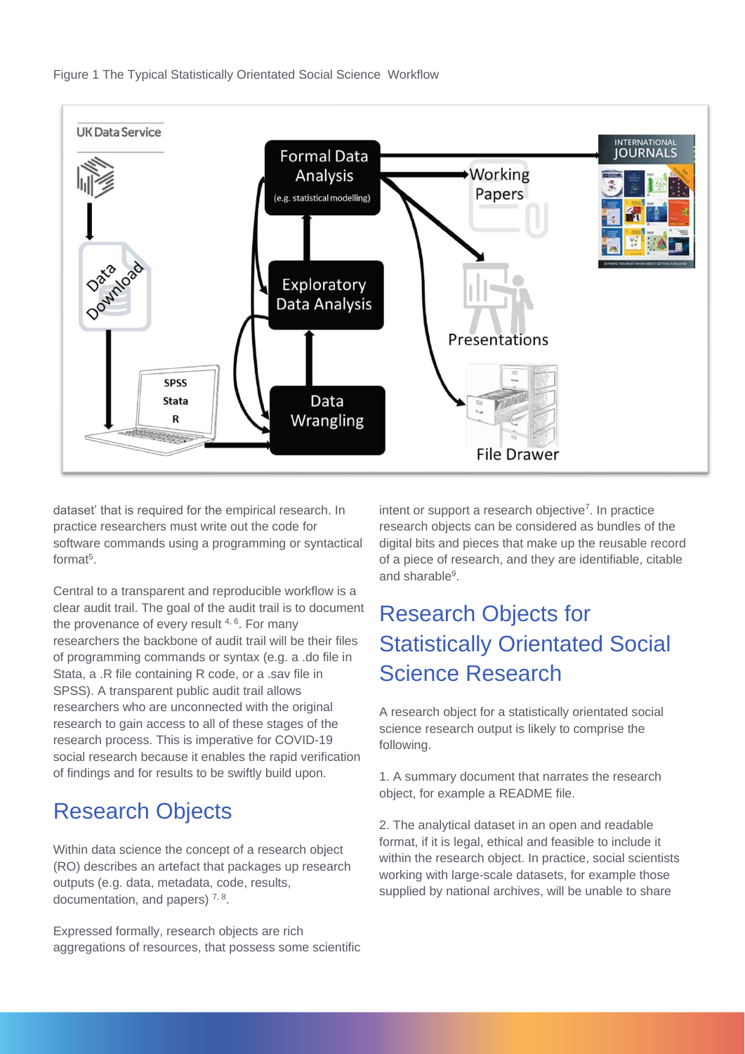Figure 1 The Typical Statistically Orientated Social Science Workflow

dataset' that is required for the empirical research. In practice researchers must write out the code for software commands using a programming or syntactical format[5].

Central to a transparent and reproducible workflow is a clear audit trail. The goal of the audit trail is to document the provenance of every result [4, 6]. For many researchers the backbone of audit trail will be their files of programming commands or syntax (e.g. a .do file in Stata, a .R file containing R code, or a .sav file in SPSS). A transparent public audit trail allows researchers who are unconnected with the original research to gain access to all of these stages of the research process. This is imperative for COVID-19 social research because it enables the rapid verification of findings and for results to be swiftly build upon.

## Research Objects

Within data science the concept of a research object (RO) describes an artefact that packages up research outputs (e.g. data, metadata, code, results, documentation, and papers) [7, 8].

Expressed formally, research objects are rich aggregations of resources, that possess some scientific intent or support a research objective[7]. In practice research objects can be considered as bundles of the digital bits and pieces that make up the reusable record of a piece of research, and they are identifiable, citable and sharable[9].

## Research Objects for Statistically Orientated Social Science Research

A research object for a statistically orientated social science research output is likely to comprise the following.

1. A summary document that narrates the research object, for example a README file.

2. The analytical dataset in an open and readable format, if it is legal, ethical and feasible to include it within the research object. In practice, social scientists working with large-scale datasets, for example those supplied by national archives, will be unable to share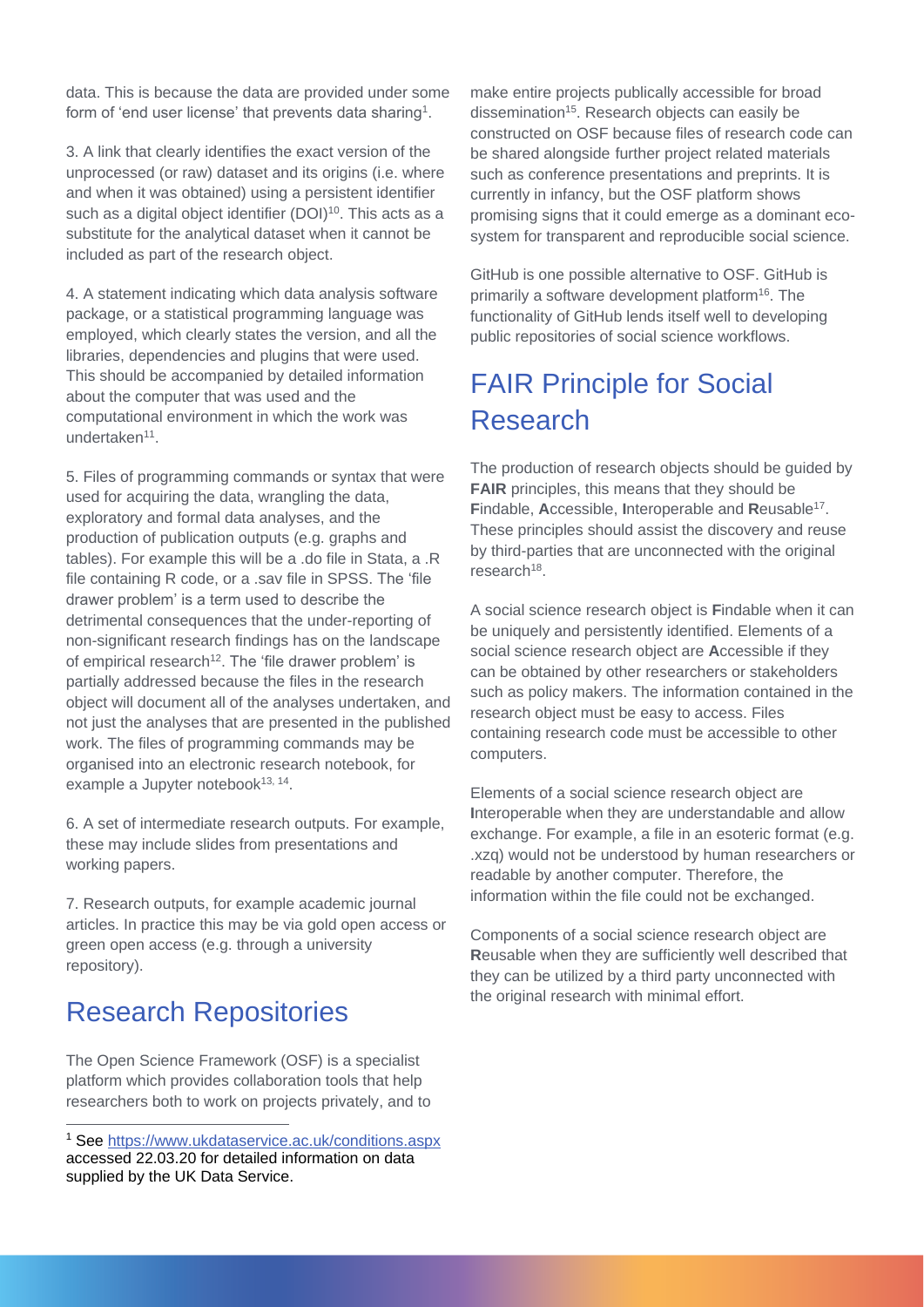data. This is because the data are provided under some form of 'end user license' that prevents data sharing[1].

3. A link that clearly identifies the exact version of the unprocessed (or raw) dataset and its origins (i.e. where and when it was obtained) using a persistent identifier such as a digital object identifier (DOI)[10]. This acts as a substitute for the analytical dataset when it cannot be included as part of the research object.

4. A statement indicating which data analysis software package, or a statistical programming language was employed, which clearly states the version, and all the libraries, dependencies and plugins that were used. This should be accompanied by detailed information about the computer that was used and the computational environment in which the work was undertaken[11].

5. Files of programming commands or syntax that were used for acquiring the data, wrangling the data, exploratory and formal data analyses, and the production of publication outputs (e.g. graphs and tables). For example this will be a .do file in Stata, a .R file containing R code, or a .sav file in SPSS. The 'file drawer problem' is a term used to describe the detrimental consequences that the under-reporting of non-significant research findings has on the landscape of empirical research[12]. The 'file drawer problem' is partially addressed because the files in the research object will document all of the analyses undertaken, and not just the analyses that are presented in the published work. The files of programming commands may be organised into an electronic research notebook, for example a Jupyter notebook[13, 14].

6. A set of intermediate research outputs. For example, these may include slides from presentations and working papers.

7. Research outputs, for example academic journal articles. In practice this may be via gold open access or green open access (e.g. through a university repository).

## Research Repositories

The Open Science Framework (OSF) is a specialist platform which provides collaboration tools that help researchers both to work on projects privately, and to make entire projects publically accessible for broad dissemination[15]. Research objects can easily be constructed on OSF because files of research code can be shared alongside further project related materials such as conference presentations and preprints. It is currently in infancy, but the OSF platform shows promising signs that it could emerge as a dominant eco-system for transparent and reproducible social science.

GitHub is one possible alternative to OSF. GitHub is primarily a software development platform[16]. The functionality of GitHub lends itself well to developing public repositories of social science workflows.

## FAIR Principle for Social Research

The production of research objects should be guided by **FAIR** principles, this means that they should be **F**indable, **A**ccessible, **I**nteroperable and **R**eusable[17]. These principles should assist the discovery and reuse by third-parties that are unconnected with the original research[18].

A social science research object is **F**indable when it can be uniquely and persistently identified. Elements of a social science research object are **A**ccessible if they can be obtained by other researchers or stakeholders such as policy makers. The information contained in the research object must be easy to access. Files containing research code must be accessible to other computers.

Elements of a social science research object are **I**nteroperable when they are understandable and allow exchange. For example, a file in an esoteric format (e.g. .xzq) would not be understood by human researchers or readable by another computer. Therefore, the information within the file could not be exchanged.

Components of a social science research object are **R**eusable when they are sufficiently well described that they can be utilized by a third party unconnected with the original research with minimal effort.

---

[1] See https://www.ukdataservice.ac.uk/conditions.aspx accessed 22.03.20 for detailed information on data supplied by the UK Data Service.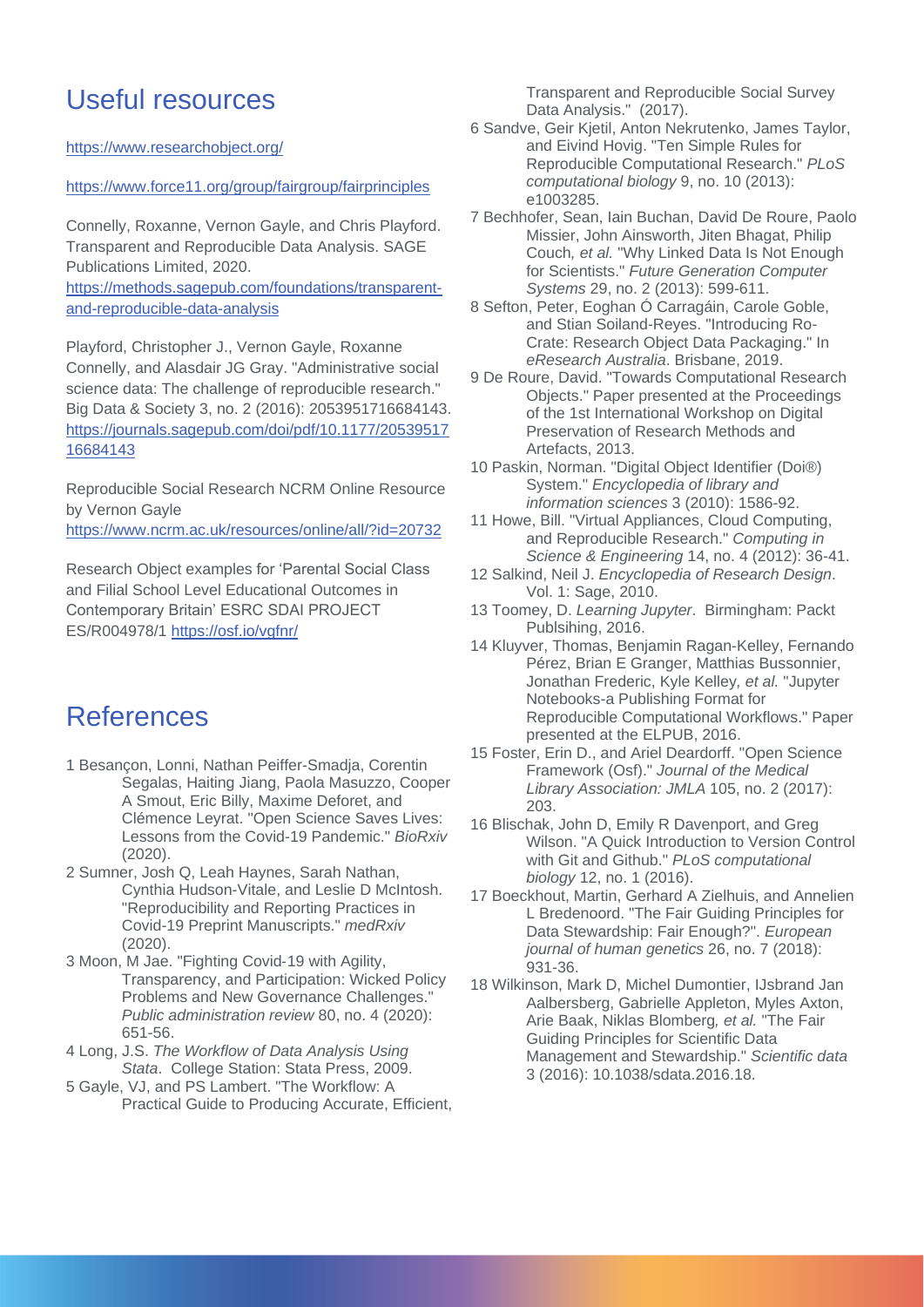## Useful resources

https://www.researchobject.org/

https://www.force11.org/group/fairgroup/fairprinciples

Connelly, Roxanne, Vernon Gayle, and Chris Playford. Transparent and Reproducible Data Analysis. SAGE Publications Limited, 2020. https://methods.sagepub.com/foundations/transparent-and-reproducible-data-analysis

Playford, Christopher J., Vernon Gayle, Roxanne Connelly, and Alasdair JG Gray. "Administrative social science data: The challenge of reproducible research." Big Data & Society 3, no. 2 (2016): 2053951716684143. https://journals.sagepub.com/doi/pdf/10.1177/2053951716684143

Reproducible Social Research NCRM Online Resource by Vernon Gayle https://www.ncrm.ac.uk/resources/online/all/?id=20732

Research Object examples for 'Parental Social Class and Filial School Level Educational Outcomes in Contemporary Britain' ESRC SDAI PROJECT ES/R004978/1 https://osf.io/vgfnr/

## References

1 Besançon, Lonni, Nathan Peiffer-Smadja, Corentin Segalas, Haiting Jiang, Paola Masuzzo, Cooper A Smout, Eric Billy, Maxime Deforet, and Clémence Leyrat. "Open Science Saves Lives: Lessons from the Covid-19 Pandemic." *BioRxiv* (2020).

2 Sumner, Josh Q, Leah Haynes, Sarah Nathan, Cynthia Hudson-Vitale, and Leslie D McIntosh. "Reproducibility and Reporting Practices in Covid-19 Preprint Manuscripts." *medRxiv* (2020).

3 Moon, M Jae. "Fighting Covid-19 with Agility, Transparency, and Participation: Wicked Policy Problems and New Governance Challenges." *Public administration review* 80, no. 4 (2020): 651-56.

4 Long, J.S. *The Workflow of Data Analysis Using Stata*. College Station: Stata Press, 2009.

5 Gayle, VJ, and PS Lambert. "The Workflow: A Practical Guide to Producing Accurate, Efficient, Transparent and Reproducible Social Survey Data Analysis." (2017).

6 Sandve, Geir Kjetil, Anton Nekrutenko, James Taylor, and Eivind Hovig. "Ten Simple Rules for Reproducible Computational Research." *PLoS computational biology* 9, no. 10 (2013): e1003285.

7 Bechhofer, Sean, Iain Buchan, David De Roure, Paolo Missier, John Ainsworth, Jiten Bhagat, Philip Couch*, et al.* "Why Linked Data Is Not Enough for Scientists." *Future Generation Computer Systems* 29, no. 2 (2013): 599-611.

8 Sefton, Peter, Eoghan Ó Carragáin, Carole Goble, and Stian Soiland-Reyes. "Introducing Ro-Crate: Research Object Data Packaging." In *eResearch Australia*. Brisbane, 2019.

9 De Roure, David. "Towards Computational Research Objects." Paper presented at the Proceedings of the 1st International Workshop on Digital Preservation of Research Methods and Artefacts, 2013.

10 Paskin, Norman. "Digital Object Identifier (Doi®) System." *Encyclopedia of library and information sciences* 3 (2010): 1586-92.

11 Howe, Bill. "Virtual Appliances, Cloud Computing, and Reproducible Research." *Computing in Science & Engineering* 14, no. 4 (2012): 36-41.

12 Salkind, Neil J. *Encyclopedia of Research Design*. Vol. 1: Sage, 2010.

13 Toomey, D. *Learning Jupyter*. Birmingham: Packt Publsihing, 2016.

14 Kluyver, Thomas, Benjamin Ragan-Kelley, Fernando Pérez, Brian E Granger, Matthias Bussonnier, Jonathan Frederic, Kyle Kelley*, et al.* "Jupyter Notebooks-a Publishing Format for Reproducible Computational Workflows." Paper presented at the ELPUB, 2016.

15 Foster, Erin D., and Ariel Deardorff. "Open Science Framework (Osf)." *Journal of the Medical Library Association: JMLA* 105, no. 2 (2017): 203.

16 Blischak, John D, Emily R Davenport, and Greg Wilson. "A Quick Introduction to Version Control with Git and Github." *PLoS computational biology* 12, no. 1 (2016).

17 Boeckhout, Martin, Gerhard A Zielhuis, and Annelien L Bredenoord. "The Fair Guiding Principles for Data Stewardship: Fair Enough?". *European journal of human genetics* 26, no. 7 (2018): 931-36.

18 Wilkinson, Mark D, Michel Dumontier, IJsbrand Jan Aalbersberg, Gabrielle Appleton, Myles Axton, Arie Baak, Niklas Blomberg*, et al.* "The Fair Guiding Principles for Scientific Data Management and Stewardship." *Scientific data* 3 (2016): 10.1038/sdata.2016.18.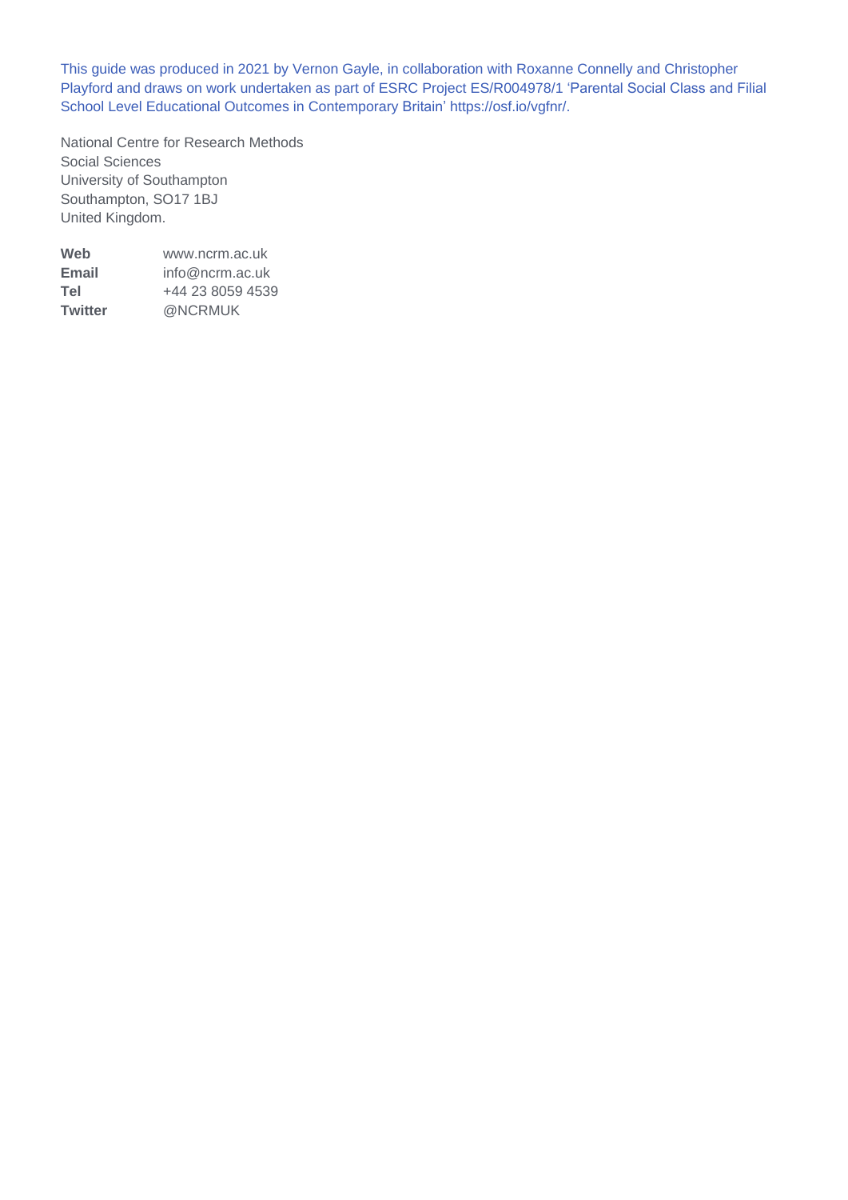This guide was produced in 2021 by Vernon Gayle, in collaboration with Roxanne Connelly and Christopher Playford and draws on work undertaken as part of ESRC Project ES/R004978/1 'Parental Social Class and Filial School Level Educational Outcomes in Contemporary Britain' https://osf.io/vgfnr/.

National Centre for Research Methods
Social Sciences
University of Southampton
Southampton, SO17 1BJ
United Kingdom.

| | |
|---|---|
| **Web** | www.ncrm.ac.uk |
| **Email** | info@ncrm.ac.uk |
| **Tel** | +44 23 8059 4539 |
| **Twitter** | @NCRMUK |